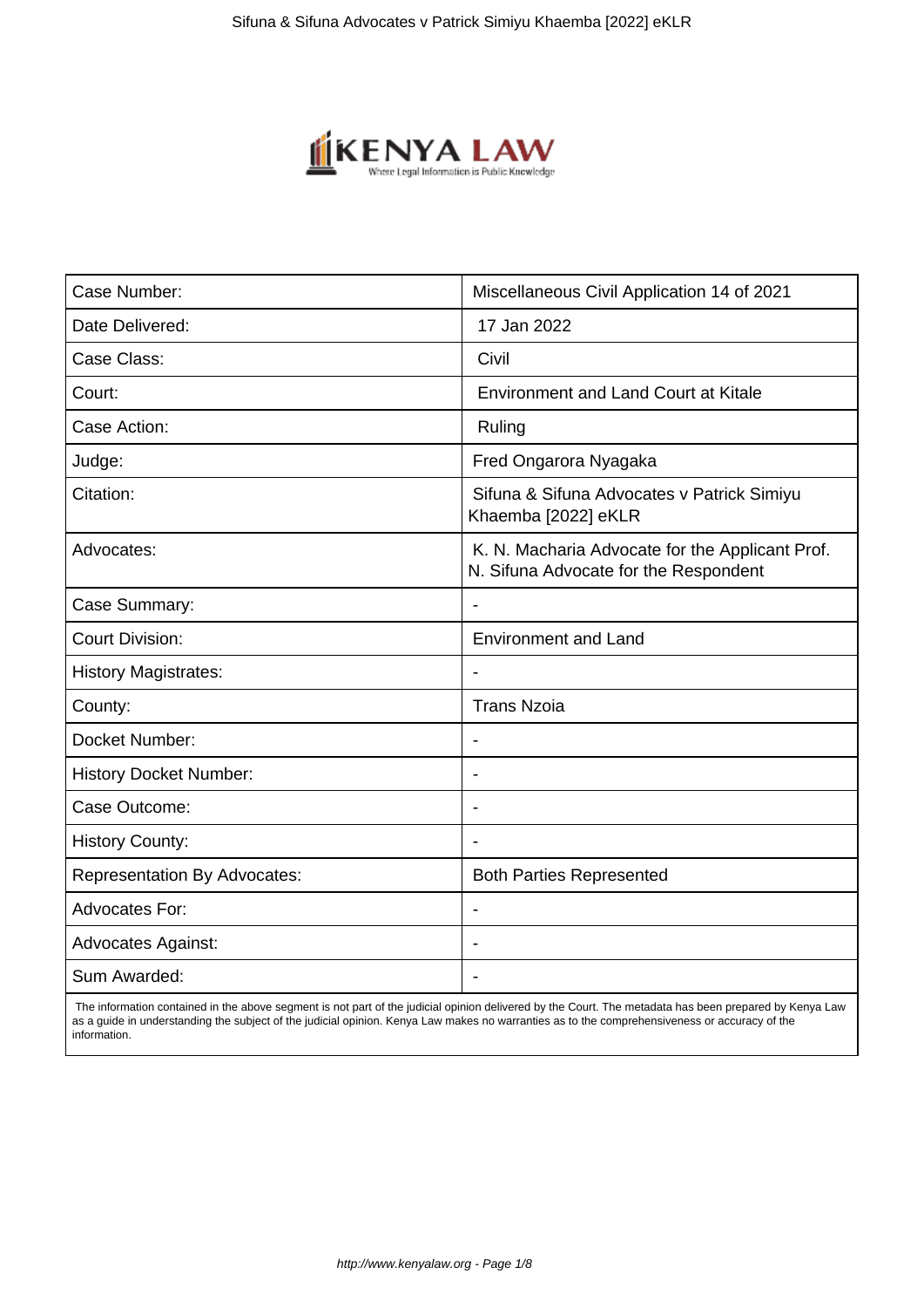| Case Number: | Miscellaneous Civil Application 14 of 2021 |
|---|---|
| Date Delivered: | 17 Jan 2022 |
| Case Class: | Civil |
| Court: | Environment and Land Court at Kitale |
| Case Action: | Ruling |
| Judge: | Fred Ongarora Nyagaka |
| Citation: | Sifuna & Sifuna Advocates v Patrick Simiyu Khaemba [2022] eKLR |
| Advocates: | K. N. Macharia Advocate for the Applicant Prof. N. Sifuna Advocate for the Respondent |
| Case Summary: | - |
| Court Division: | Environment and Land |
| History Magistrates: | - |
| County: | Trans Nzoia |
| Docket Number: | - |
| History Docket Number: | - |
| Case Outcome: | - |
| History County: | - |
| Representation By Advocates: | Both Parties Represented |
| Advocates For: | - |
| Advocates Against: | - |
| Sum Awarded: | - |

The information contained in the above segment is not part of the judicial opinion delivered by the Court. The metadata has been prepared by Kenya Law as a guide in understanding the subject of the judicial opinion. Kenya Law makes no warranties as to the comprehensiveness or accuracy of the information.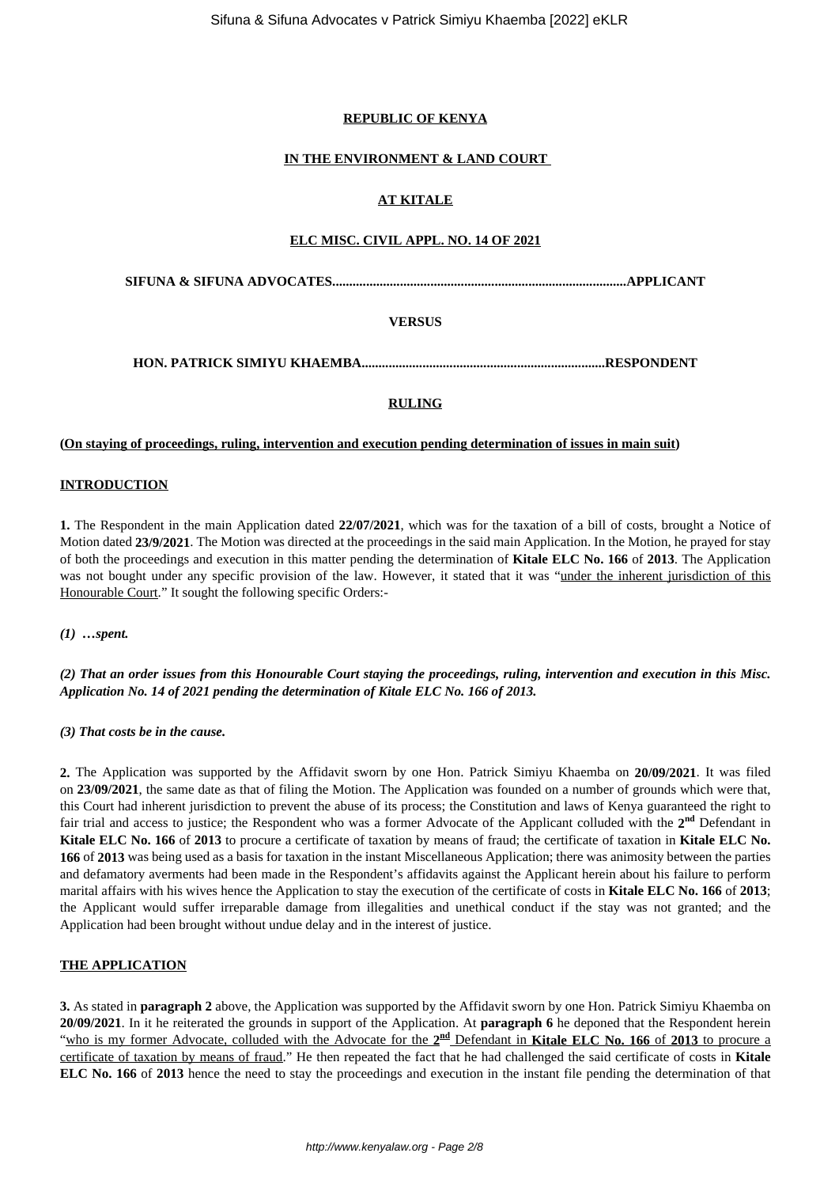**REPUBLIC OF KENYA**

**IN THE ENVIRONMENT & LAND COURT**

**AT KITALE**

**ELC MISC. CIVIL APPL. NO. 14 OF 2021**

**SIFUNA & SIFUNA ADVOCATES.......................................................................................APPLICANT**

**VERSUS**

**HON. PATRICK SIMIYU KHAEMBA........................................................................RESPONDENT**

**RULING**

**(On staying of proceedings, ruling, intervention and execution pending determination of issues in main suit)**

**INTRODUCTION**

**1.** The Respondent in the main Application dated **22/07/2021**, which was for the taxation of a bill of costs, brought a Notice of Motion dated **23/9/2021**. The Motion was directed at the proceedings in the said main Application. In the Motion, he prayed for stay of both the proceedings and execution in this matter pending the determination of **Kitale ELC No. 166** of **2013**. The Application was not bought under any specific provision of the law. However, it stated that it was "under the inherent jurisdiction of this Honourable Court." It sought the following specific Orders:-

***(1) …spent.***

***(2) That an order issues from this Honourable Court staying the proceedings, ruling, intervention and execution in this Misc. Application No. 14 of 2021 pending the determination of Kitale ELC No. 166 of 2013.***

***(3) That costs be in the cause.***

**2.** The Application was supported by the Affidavit sworn by one Hon. Patrick Simiyu Khaemba on **20/09/2021**. It was filed on **23/09/2021**, the same date as that of filing the Motion. The Application was founded on a number of grounds which were that, this Court had inherent jurisdiction to prevent the abuse of its process; the Constitution and laws of Kenya guaranteed the right to fair trial and access to justice; the Respondent who was a former Advocate of the Applicant colluded with the **2nd** Defendant in **Kitale ELC No. 166** of **2013** to procure a certificate of taxation by means of fraud; the certificate of taxation in **Kitale ELC No. 166** of **2013** was being used as a basis for taxation in the instant Miscellaneous Application; there was animosity between the parties and defamatory averments had been made in the Respondent's affidavits against the Applicant herein about his failure to perform marital affairs with his wives hence the Application to stay the execution of the certificate of costs in **Kitale ELC No. 166** of **2013**; the Applicant would suffer irreparable damage from illegalities and unethical conduct if the stay was not granted; and the Application had been brought without undue delay and in the interest of justice.

**THE APPLICATION**

**3.** As stated in **paragraph 2** above, the Application was supported by the Affidavit sworn by one Hon. Patrick Simiyu Khaemba on **20/09/2021**. In it he reiterated the grounds in support of the Application. At **paragraph 6** he deponed that the Respondent herein "who is my former Advocate, colluded with the Advocate for the **2nd** Defendant in **Kitale ELC No. 166** of **2013** to procure a certificate of taxation by means of fraud." He then repeated the fact that he had challenged the said certificate of costs in **Kitale ELC No. 166** of **2013** hence the need to stay the proceedings and execution in the instant file pending the determination of that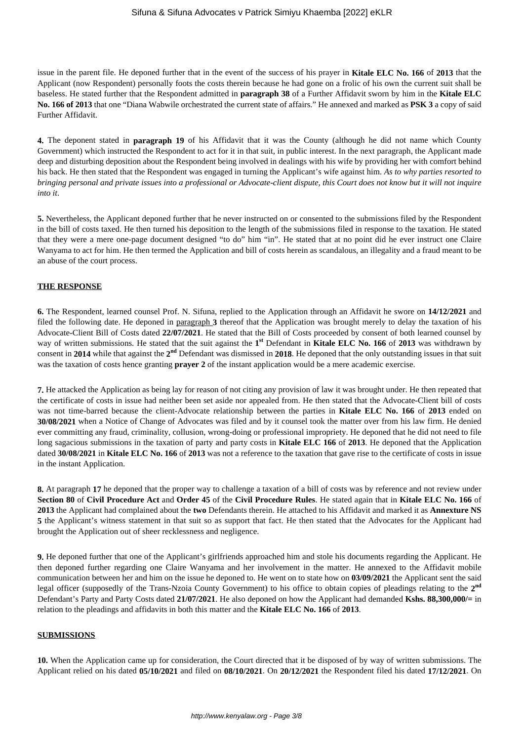issue in the parent file. He deponed further that in the event of the success of his prayer in **Kitale ELC No. 166** of **2013** that the Applicant (now Respondent) personally foots the costs therein because he had gone on a frolic of his own the current suit shall be baseless. He stated further that the Respondent admitted in **paragraph 38** of a Further Affidavit sworn by him in the **Kitale ELC No. 166 of 2013** that one "Diana Wabwile orchestrated the current state of affairs." He annexed and marked as **PSK 3** a copy of said Further Affidavit.

**4.** The deponent stated in **paragraph 19** of his Affidavit that it was the County (although he did not name which County Government) which instructed the Respondent to act for it in that suit, in public interest. In the next paragraph, the Applicant made deep and disturbing deposition about the Respondent being involved in dealings with his wife by providing her with comfort behind his back. He then stated that the Respondent was engaged in turning the Applicant's wife against him. *As to why parties resorted to bringing personal and private issues into a professional or Advocate-client dispute, this Court does not know but it will not inquire into it.*

**5.** Nevertheless, the Applicant deponed further that he never instructed on or consented to the submissions filed by the Respondent in the bill of costs taxed. He then turned his deposition to the length of the submissions filed in response to the taxation. He stated that they were a mere one-page document designed "to do" him "in". He stated that at no point did he ever instruct one Claire Wanyama to act for him. He then termed the Application and bill of costs herein as scandalous, an illegality and a fraud meant to be an abuse of the court process.

**THE RESPONSE**

**6.** The Respondent, learned counsel Prof. N. Sifuna, replied to the Application through an Affidavit he swore on **14/12/2021** and filed the following date. He deponed in paragraph **3** thereof that the Application was brought merely to delay the taxation of his Advocate-Client Bill of Costs dated **22/07/2021**. He stated that the Bill of Costs proceeded by consent of both learned counsel by way of written submissions. He stated that the suit against the **1st** Defendant in **Kitale ELC No. 166** of **2013** was withdrawn by consent in **2014** while that against the **2nd** Defendant was dismissed in **2018**. He deponed that the only outstanding issues in that suit was the taxation of costs hence granting **prayer 2** of the instant application would be a mere academic exercise.

**7.** He attacked the Application as being lay for reason of not citing any provision of law it was brought under. He then repeated that the certificate of costs in issue had neither been set aside nor appealed from. He then stated that the Advocate-Client bill of costs was not time-barred because the client-Advocate relationship between the parties in **Kitale ELC No. 166** of **2013** ended on **30/08/2021** when a Notice of Change of Advocates was filed and by it counsel took the matter over from his law firm. He denied ever committing any fraud, criminality, collusion, wrong-doing or professional impropriety. He deponed that he did not need to file long sagacious submissions in the taxation of party and party costs in **Kitale ELC 166** of **2013**. He deponed that the Application dated **30/08/2021** in **Kitale ELC No. 166** of **2013** was not a reference to the taxation that gave rise to the certificate of costs in issue in the instant Application.

**8.** At paragraph **17** he deponed that the proper way to challenge a taxation of a bill of costs was by reference and not review under **Section 80** of **Civil Procedure Act** and **Order 45** of the **Civil Procedure Rules**. He stated again that in **Kitale ELC No. 166** of **2013** the Applicant had complained about the **two** Defendants therein. He attached to his Affidavit and marked it as **Annexture NS 5** the Applicant's witness statement in that suit so as support that fact. He then stated that the Advocates for the Applicant had brought the Application out of sheer recklessness and negligence.

**9.** He deponed further that one of the Applicant's girlfriends approached him and stole his documents regarding the Applicant. He then deponed further regarding one Claire Wanyama and her involvement in the matter. He annexed to the Affidavit mobile communication between her and him on the issue he deponed to. He went on to state how on **03/09/2021** the Applicant sent the said legal officer (supposedly of the Trans-Nzoia County Government) to his office to obtain copies of pleadings relating to the **2nd** Defendant's Party and Party Costs dated **21/07/2021**. He also deponed on how the Applicant had demanded **Kshs. 88,300,000/=** in relation to the pleadings and affidavits in both this matter and the **Kitale ELC No. 166** of **2013**.

**SUBMISSIONS**

**10.** When the Application came up for consideration, the Court directed that it be disposed of by way of written submissions. The Applicant relied on his dated **05/10/2021** and filed on **08/10/2021**. On **20/12/2021** the Respondent filed his dated **17/12/2021**. On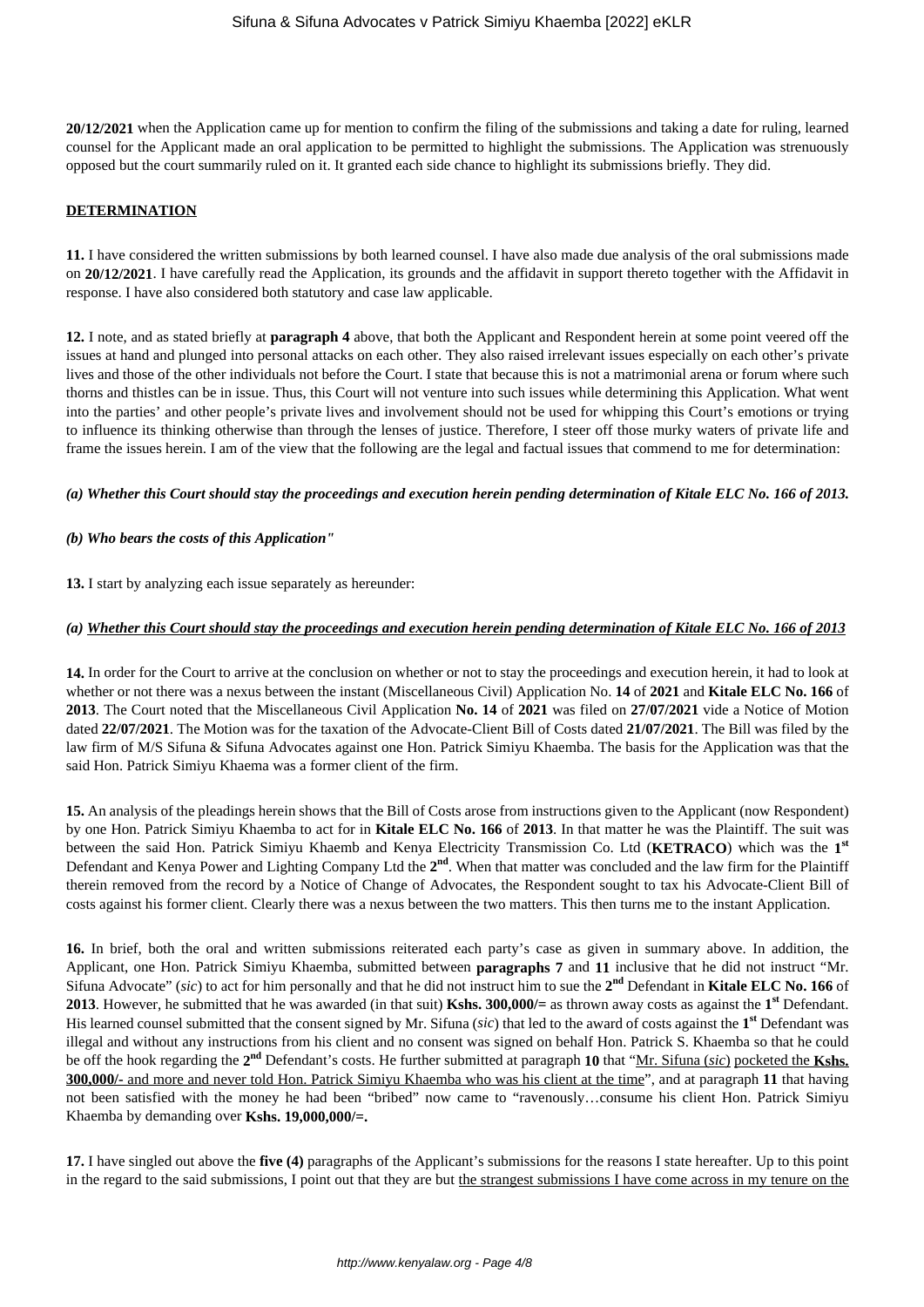**20/12/2021** when the Application came up for mention to confirm the filing of the submissions and taking a date for ruling, learned counsel for the Applicant made an oral application to be permitted to highlight the submissions. The Application was strenuously opposed but the court summarily ruled on it. It granted each side chance to highlight its submissions briefly. They did.

**DETERMINATION**

**11.** I have considered the written submissions by both learned counsel. I have also made due analysis of the oral submissions made on **20/12/2021**. I have carefully read the Application, its grounds and the affidavit in support thereto together with the Affidavit in response. I have also considered both statutory and case law applicable.

**12.** I note, and as stated briefly at **paragraph 4** above, that both the Applicant and Respondent herein at some point veered off the issues at hand and plunged into personal attacks on each other. They also raised irrelevant issues especially on each other's private lives and those of the other individuals not before the Court. I state that because this is not a matrimonial arena or forum where such thorns and thistles can be in issue. Thus, this Court will not venture into such issues while determining this Application. What went into the parties' and other people's private lives and involvement should not be used for whipping this Court's emotions or trying to influence its thinking otherwise than through the lenses of justice. Therefore, I steer off those murky waters of private life and frame the issues herein. I am of the view that the following are the legal and factual issues that commend to me for determination:

***(a) Whether this Court should stay the proceedings and execution herein pending determination of Kitale ELC No. 166 of 2013.***

***(b) Who bears the costs of this Application"***

**13.** I start by analyzing each issue separately as hereunder:

***(a) <u>Whether this Court should stay the proceedings and execution herein pending determination of Kitale ELC No. 166 of 2013</u>***

**14.** In order for the Court to arrive at the conclusion on whether or not to stay the proceedings and execution herein, it had to look at whether or not there was a nexus between the instant (Miscellaneous Civil) Application No. **14** of **2021** and **Kitale ELC No. 166** of **2013**. The Court noted that the Miscellaneous Civil Application **No. 14** of **2021** was filed on **27/07/2021** vide a Notice of Motion dated **22/07/2021**. The Motion was for the taxation of the Advocate-Client Bill of Costs dated **21/07/2021**. The Bill was filed by the law firm of M/S Sifuna & Sifuna Advocates against one Hon. Patrick Simiyu Khaemba. The basis for the Application was that the said Hon. Patrick Simiyu Khaema was a former client of the firm.

**15.** An analysis of the pleadings herein shows that the Bill of Costs arose from instructions given to the Applicant (now Respondent) by one Hon. Patrick Simiyu Khaemba to act for in **Kitale ELC No. 166** of **2013**. In that matter he was the Plaintiff. The suit was between the said Hon. Patrick Simiyu Khaemb and Kenya Electricity Transmission Co. Ltd (**KETRACO**) which was the **1st** Defendant and Kenya Power and Lighting Company Ltd the **2nd**. When that matter was concluded and the law firm for the Plaintiff therein removed from the record by a Notice of Change of Advocates, the Respondent sought to tax his Advocate-Client Bill of costs against his former client. Clearly there was a nexus between the two matters. This then turns me to the instant Application.

**16.** In brief, both the oral and written submissions reiterated each party's case as given in summary above. In addition, the Applicant, one Hon. Patrick Simiyu Khaemba, submitted between **paragraphs 7** and **11** inclusive that he did not instruct "Mr. Sifuna Advocate" (*sic*) to act for him personally and that he did not instruct him to sue the **2nd** Defendant in **Kitale ELC No. 166** of **2013**. However, he submitted that he was awarded (in that suit) **Kshs. 300,000/=** as thrown away costs as against the **1st** Defendant. His learned counsel submitted that the consent signed by Mr. Sifuna (*sic*) that led to the award of costs against the **1st** Defendant was illegal and without any instructions from his client and no consent was signed on behalf Hon. Patrick S. Khaemba so that he could be off the hook regarding the **2nd** Defendant's costs. He further submitted at paragraph **10** that "<u>Mr. Sifuna (*sic*) pocketed the **Kshs. 300,000/-** and more and never told Hon. Patrick Simiyu Khaemba who was his client at the time</u>", and at paragraph **11** that having not been satisfied with the money he had been "bribed" now came to "ravenously…consume his client Hon. Patrick Simiyu Khaemba by demanding over **Kshs. 19,000,000/=.**

**17.** I have singled out above the **five (4)** paragraphs of the Applicant's submissions for the reasons I state hereafter. Up to this point in the regard to the said submissions, I point out that they are but <u>the strangest submissions I have come across in my tenure on the</u>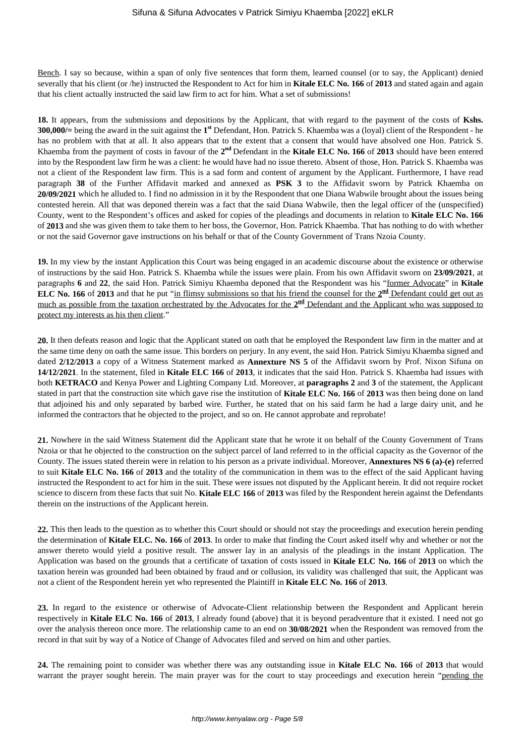Bench. I say so because, within a span of only five sentences that form them, learned counsel (or to say, the Applicant) denied severally that his client (or /he) instructed the Respondent to Act for him in **Kitale ELC No. 166** of **2013** and stated again and again that his client actually instructed the said law firm to act for him. What a set of submissions!

**18.** It appears, from the submissions and depositions by the Applicant, that with regard to the payment of the costs of **Kshs. 300,000/=** being the award in the suit against the **1st** Defendant, Hon. Patrick S. Khaemba was a (loyal) client of the Respondent - he has no problem with that at all. It also appears that to the extent that a consent that would have absolved one Hon. Patrick S. Khaemba from the payment of costs in favour of the **2nd** Defendant in the **Kitale ELC No. 166** of **2013** should have been entered into by the Respondent law firm he was a client: he would have had no issue thereto. Absent of those, Hon. Patrick S. Khaemba was not a client of the Respondent law firm. This is a sad form and content of argument by the Applicant. Furthermore, I have read paragraph **38** of the Further Affidavit marked and annexed as **PSK 3** to the Affidavit sworn by Patrick Khaemba on **20/09/2021** which he alluded to. I find no admission in it by the Respondent that one Diana Wabwile brought about the issues being contested herein. All that was deponed therein was a fact that the said Diana Wabwile, then the legal officer of the (unspecified) County, went to the Respondent's offices and asked for copies of the pleadings and documents in relation to **Kitale ELC No. 166** of **2013** and she was given them to take them to her boss, the Governor, Hon. Patrick Khaemba. That has nothing to do with whether or not the said Governor gave instructions on his behalf or that of the County Government of Trans Nzoia County.

**19.** In my view by the instant Application this Court was being engaged in an academic discourse about the existence or otherwise of instructions by the said Hon. Patrick S. Khaemba while the issues were plain. From his own Affidavit sworn on **23/09/2021**, at paragraphs **6** and **22**, the said Hon. Patrick Simiyu Khaemba deponed that the Respondent was his "former Advocate" in **Kitale ELC No. 166** of **2013** and that he put "in flimsy submissions so that his friend the counsel for the **2nd** Defendant could get out as much as possible from the taxation orchestrated by the Advocates for the **2nd** Defendant and the Applicant who was supposed to protect my interests as his then client."

**20.** It then defeats reason and logic that the Applicant stated on oath that he employed the Respondent law firm in the matter and at the same time deny on oath the same issue. This borders on perjury. In any event, the said Hon. Patrick Simiyu Khaemba signed and dated **2/12/2013** a copy of a Witness Statement marked as **Annexture NS 5** of the Affidavit sworn by Prof. Nixon Sifuna on **14/12/2021**. In the statement, filed in **Kitale ELC 166** of **2013**, it indicates that the said Hon. Patrick S. Khaemba had issues with both **KETRACO** and Kenya Power and Lighting Company Ltd. Moreover, at **paragraphs 2** and **3** of the statement, the Applicant stated in part that the construction site which gave rise the institution of **Kitale ELC No. 166** of **2013** was then being done on land that adjoined his and only separated by barbed wire. Further, he stated that on his said farm he had a large dairy unit, and he informed the contractors that he objected to the project, and so on. He cannot approbate and reprobate!

**21.** Nowhere in the said Witness Statement did the Applicant state that he wrote it on behalf of the County Government of Trans Nzoia or that he objected to the construction on the subject parcel of land referred to in the official capacity as the Governor of the County. The issues stated therein were in relation to his person as a private individual. Moreover, **Annextures NS 6 (a)-(e)** referred to suit **Kitale ELC No. 166** of **2013** and the totality of the communication in them was to the effect of the said Applicant having instructed the Respondent to act for him in the suit. These were issues not disputed by the Applicant herein. It did not require rocket science to discern from these facts that suit No. **Kitale ELC 166** of **2013** was filed by the Respondent herein against the Defendants therein on the instructions of the Applicant herein.

**22.** This then leads to the question as to whether this Court should or should not stay the proceedings and execution herein pending the determination of **Kitale ELC. No. 166** of **2013**. In order to make that finding the Court asked itself why and whether or not the answer thereto would yield a positive result. The answer lay in an analysis of the pleadings in the instant Application. The Application was based on the grounds that a certificate of taxation of costs issued in **Kitale ELC No. 166** of **2013** on which the taxation herein was grounded had been obtained by fraud and or collusion, its validity was challenged that suit, the Applicant was not a client of the Respondent herein yet who represented the Plaintiff in **Kitale ELC No. 166** of **2013**.

**23.** In regard to the existence or otherwise of Advocate-Client relationship between the Respondent and Applicant herein respectively in **Kitale ELC No. 166** of **2013**, I already found (above) that it is beyond peradventure that it existed. I need not go over the analysis thereon once more. The relationship came to an end on **30/08/2021** when the Respondent was removed from the record in that suit by way of a Notice of Change of Advocates filed and served on him and other parties.

**24.** The remaining point to consider was whether there was any outstanding issue in **Kitale ELC No. 166** of **2013** that would warrant the prayer sought herein. The main prayer was for the court to stay proceedings and execution herein "pending the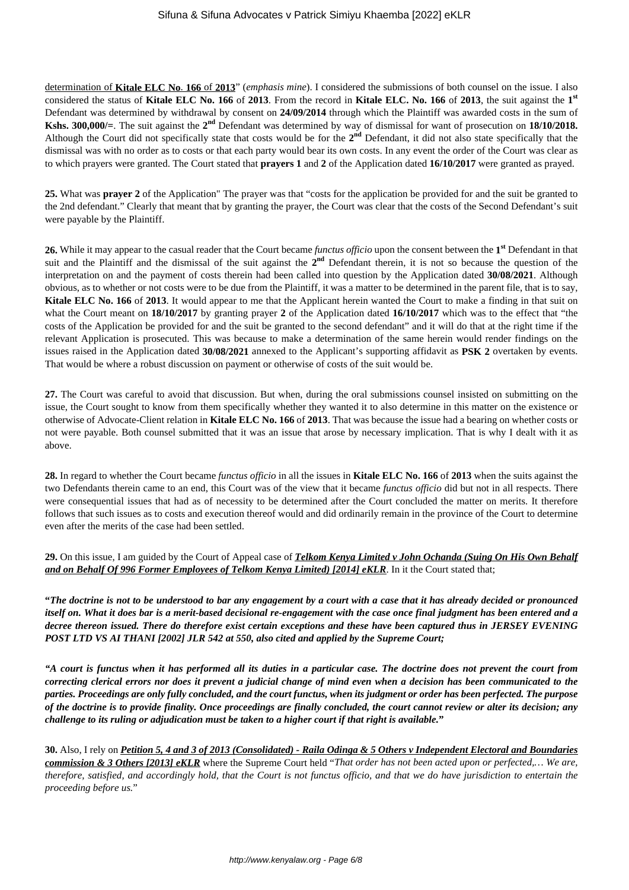determination of **Kitale ELC No. 166 of 2013**" (*emphasis mine*). I considered the submissions of both counsel on the issue. I also considered the status of **Kitale ELC No. 166** of **2013**. From the record in **Kitale ELC. No. 166** of **2013**, the suit against the **1st** Defendant was determined by withdrawal by consent on **24/09/2014** through which the Plaintiff was awarded costs in the sum of **Kshs. 300,000/=**. The suit against the **2nd** Defendant was determined by way of dismissal for want of prosecution on **18/10/2018.** Although the Court did not specifically state that costs would be for the **2nd** Defendant, it did not also state specifically that the dismissal was with no order as to costs or that each party would bear its own costs. In any event the order of the Court was clear as to which prayers were granted. The Court stated that **prayers 1** and **2** of the Application dated **16/10/2017** were granted as prayed.

**25.** What was **prayer 2** of the Application" The prayer was that "costs for the application be provided for and the suit be granted to the 2nd defendant." Clearly that meant that by granting the prayer, the Court was clear that the costs of the Second Defendant's suit were payable by the Plaintiff.

**26.** While it may appear to the casual reader that the Court became *functus officio* upon the consent between the **1st** Defendant in that suit and the Plaintiff and the dismissal of the suit against the **2nd** Defendant therein, it is not so because the question of the interpretation on and the payment of costs therein had been called into question by the Application dated **30/08/2021**. Although obvious, as to whether or not costs were to be due from the Plaintiff, it was a matter to be determined in the parent file, that is to say, **Kitale ELC No. 166** of **2013**. It would appear to me that the Applicant herein wanted the Court to make a finding in that suit on what the Court meant on **18/10/2017** by granting prayer **2** of the Application dated **16/10/2017** which was to the effect that "the costs of the Application be provided for and the suit be granted to the second defendant" and it will do that at the right time if the relevant Application is prosecuted. This was because to make a determination of the same herein would render findings on the issues raised in the Application dated **30/08/2021** annexed to the Applicant's supporting affidavit as **PSK 2** overtaken by events. That would be where a robust discussion on payment or otherwise of costs of the suit would be.

**27.** The Court was careful to avoid that discussion. But when, during the oral submissions counsel insisted on submitting on the issue, the Court sought to know from them specifically whether they wanted it to also determine in this matter on the existence or otherwise of Advocate-Client relation in **Kitale ELC No. 166** of **2013**. That was because the issue had a bearing on whether costs or not were payable. Both counsel submitted that it was an issue that arose by necessary implication. That is why I dealt with it as above.

**28.** In regard to whether the Court became *functus officio* in all the issues in **Kitale ELC No. 166** of **2013** when the suits against the two Defendants therein came to an end, this Court was of the view that it became *functus officio* did but not in all respects. There were consequential issues that had as of necessity to be determined after the Court concluded the matter on merits. It therefore follows that such issues as to costs and execution thereof would and did ordinarily remain in the province of the Court to determine even after the merits of the case had been settled.

**29.** On this issue, I am guided by the Court of Appeal case of ***Telkom Kenya Limited v John Ochanda (Suing On His Own Behalf and on Behalf Of 996 Former Employees of Telkom Kenya Limited) [2014] eKLR***. In it the Court stated that;

**"*The doctrine is not to be understood to bar any engagement by a court with a case that it has already decided or pronounced itself on. What it does bar is a merit-based decisional re-engagement with the case once final judgment has been entered and a decree thereon issued. There do therefore exist certain exceptions and these have been captured thus in JERSEY EVENING POST LTD VS AI THANI [2002] JLR 542 at 550, also cited and applied by the Supreme Court;***

***"A court is functus when it has performed all its duties in a particular case. The doctrine does not prevent the court from correcting clerical errors nor does it prevent a judicial change of mind even when a decision has been communicated to the parties. Proceedings are only fully concluded, and the court functus, when its judgment or order has been perfected. The purpose of the doctrine is to provide finality. Once proceedings are finally concluded, the court cannot review or alter its decision; any challenge to its ruling or adjudication must be taken to a higher court if that right is available."***

**30.** Also, I rely on ***Petition 5, 4 and 3 of 2013 (Consolidated) - Raila Odinga & 5 Others v Independent Electoral and Boundaries commission & 3 Others [2013] eKLR*** where the Supreme Court held "*That order has not been acted upon or perfected,… We are, therefore, satisfied, and accordingly hold, that the Court is not functus officio, and that we do have jurisdiction to entertain the proceeding before us.*"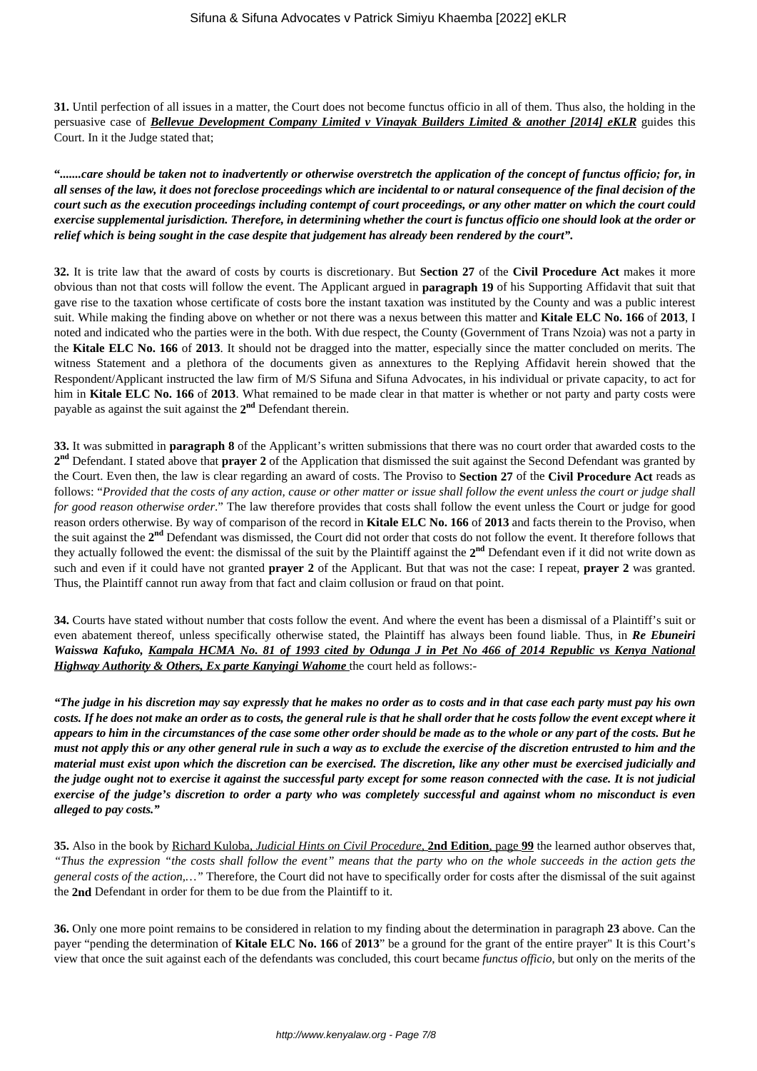**31.** Until perfection of all issues in a matter, the Court does not become functus officio in all of them. Thus also, the holding in the persuasive case of ***Bellevue Development Company Limited v Vinayak Builders Limited & another [2014] eKLR*** guides this Court. In it the Judge stated that;

***".......care should be taken not to inadvertently or otherwise overstretch the application of the concept of functus officio; for, in all senses of the law, it does not foreclose proceedings which are incidental to or natural consequence of the final decision of the court such as the execution proceedings including contempt of court proceedings, or any other matter on which the court could exercise supplemental jurisdiction. Therefore, in determining whether the court is functus officio one should look at the order or relief which is being sought in the case despite that judgement has already been rendered by the court".***

**32.** It is trite law that the award of costs by courts is discretionary. But **Section 27** of the **Civil Procedure Act** makes it more obvious than not that costs will follow the event. The Applicant argued in **paragraph 19** of his Supporting Affidavit that suit that gave rise to the taxation whose certificate of costs bore the instant taxation was instituted by the County and was a public interest suit. While making the finding above on whether or not there was a nexus between this matter and **Kitale ELC No. 166** of **2013**, I noted and indicated who the parties were in the both. With due respect, the County (Government of Trans Nzoia) was not a party in the **Kitale ELC No. 166** of **2013**. It should not be dragged into the matter, especially since the matter concluded on merits. The witness Statement and a plethora of the documents given as annextures to the Replying Affidavit herein showed that the Respondent/Applicant instructed the law firm of M/S Sifuna and Sifuna Advocates, in his individual or private capacity, to act for him in **Kitale ELC No. 166** of **2013**. What remained to be made clear in that matter is whether or not party and party costs were payable as against the suit against the **2nd** Defendant therein.

**33.** It was submitted in **paragraph 8** of the Applicant's written submissions that there was no court order that awarded costs to the **2nd** Defendant. I stated above that **prayer 2** of the Application that dismissed the suit against the Second Defendant was granted by the Court. Even then, the law is clear regarding an award of costs. The Proviso to **Section 27** of the **Civil Procedure Act** reads as follows: "*Provided that the costs of any action, cause or other matter or issue shall follow the event unless the court or judge shall for good reason otherwise order*." The law therefore provides that costs shall follow the event unless the Court or judge for good reason orders otherwise. By way of comparison of the record in **Kitale ELC No. 166** of **2013** and facts therein to the Proviso, when the suit against the **2nd** Defendant was dismissed, the Court did not order that costs do not follow the event. It therefore follows that they actually followed the event: the dismissal of the suit by the Plaintiff against the **2nd** Defendant even if it did not write down as such and even if it could have not granted **prayer 2** of the Applicant. But that was not the case: I repeat, **prayer 2** was granted. Thus, the Plaintiff cannot run away from that fact and claim collusion or fraud on that point.

**34.** Courts have stated without number that costs follow the event. And where the event has been a dismissal of a Plaintiff's suit or even abatement thereof, unless specifically otherwise stated, the Plaintiff has always been found liable. Thus, in ***Re Ebuneiri Waisswa Kafuko,*** ***Kampala HCMA No. 81 of 1993 cited by Odunga J in Pet No 466 of 2014 Republic vs Kenya National Highway Authority & Others, Ex parte Kanyingi Wahome*** the court held as follows:-

***"The judge in his discretion may say expressly that he makes no order as to costs and in that case each party must pay his own costs. If he does not make an order as to costs, the general rule is that he shall order that he costs follow the event except where it appears to him in the circumstances of the case some other order should be made as to the whole or any part of the costs. But he must not apply this or any other general rule in such a way as to exclude the exercise of the discretion entrusted to him and the material must exist upon which the discretion can be exercised. The discretion, like any other must be exercised judicially and the judge ought not to exercise it against the successful party except for some reason connected with the case. It is not judicial exercise of the judge's discretion to order a party who was completely successful and against whom no misconduct is even alleged to pay costs."***

**35.** Also in the book by Richard Kuloba, *Judicial Hints on Civil Procedure*, **2nd Edition**, page **99** the learned author observes that, *"Thus the expression "the costs shall follow the event" means that the party who on the whole succeeds in the action gets the general costs of the action,…"* Therefore, the Court did not have to specifically order for costs after the dismissal of the suit against the **2nd** Defendant in order for them to be due from the Plaintiff to it.

**36.** Only one more point remains to be considered in relation to my finding about the determination in paragraph **23** above. Can the payer "pending the determination of **Kitale ELC No. 166** of **2013**" be a ground for the grant of the entire prayer" It is this Court's view that once the suit against each of the defendants was concluded, this court became *functus officio*, but only on the merits of the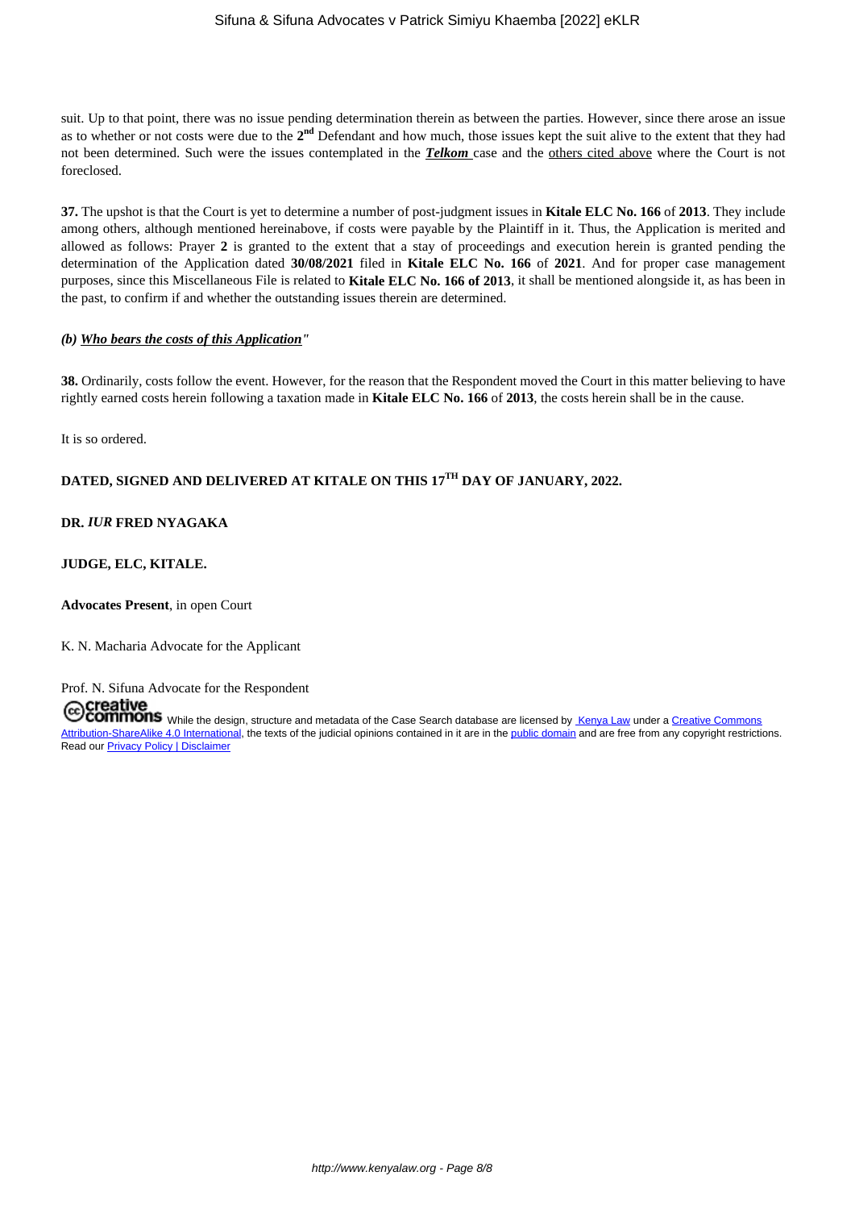suit. Up to that point, there was no issue pending determination therein as between the parties. However, since there arose an issue as to whether or not costs were due to the 2nd Defendant and how much, those issues kept the suit alive to the extent that they had not been determined. Such were the issues contemplated in the ***Telkom*** case and the others cited above where the Court is not foreclosed.

**37.** The upshot is that the Court is yet to determine a number of post-judgment issues in **Kitale ELC No. 166** of **2013**. They include among others, although mentioned hereinabove, if costs were payable by the Plaintiff in it. Thus, the Application is merited and allowed as follows: Prayer **2** is granted to the extent that a stay of proceedings and execution herein is granted pending the determination of the Application dated **30/08/2021** filed in **Kitale ELC No. 166** of **2021**. And for proper case management purposes, since this Miscellaneous File is related to **Kitale ELC No. 166 of 2013**, it shall be mentioned alongside it, as has been in the past, to confirm if and whether the outstanding issues therein are determined.

***(b) Who bears the costs of this Application"***

**38.** Ordinarily, costs follow the event. However, for the reason that the Respondent moved the Court in this matter believing to have rightly earned costs herein following a taxation made in **Kitale ELC No. 166** of **2013**, the costs herein shall be in the cause.

It is so ordered.

**DATED, SIGNED AND DELIVERED AT KITALE ON THIS 17TH DAY OF JANUARY, 2022.**

**DR. *JUR* FRED NYAGAKA**

**JUDGE, ELC, KITALE.**

**Advocates Present**, in open Court

K. N. Macharia Advocate for the Applicant

Prof. N. Sifuna Advocate for the Respondent

While the design, structure and metadata of the Case Search database are licensed by Kenya Law under a Creative Commons Attribution-ShareAlike 4.0 International, the texts of the judicial opinions contained in it are in the public domain and are free from any copyright restrictions. Read our Privacy Policy | Disclaimer